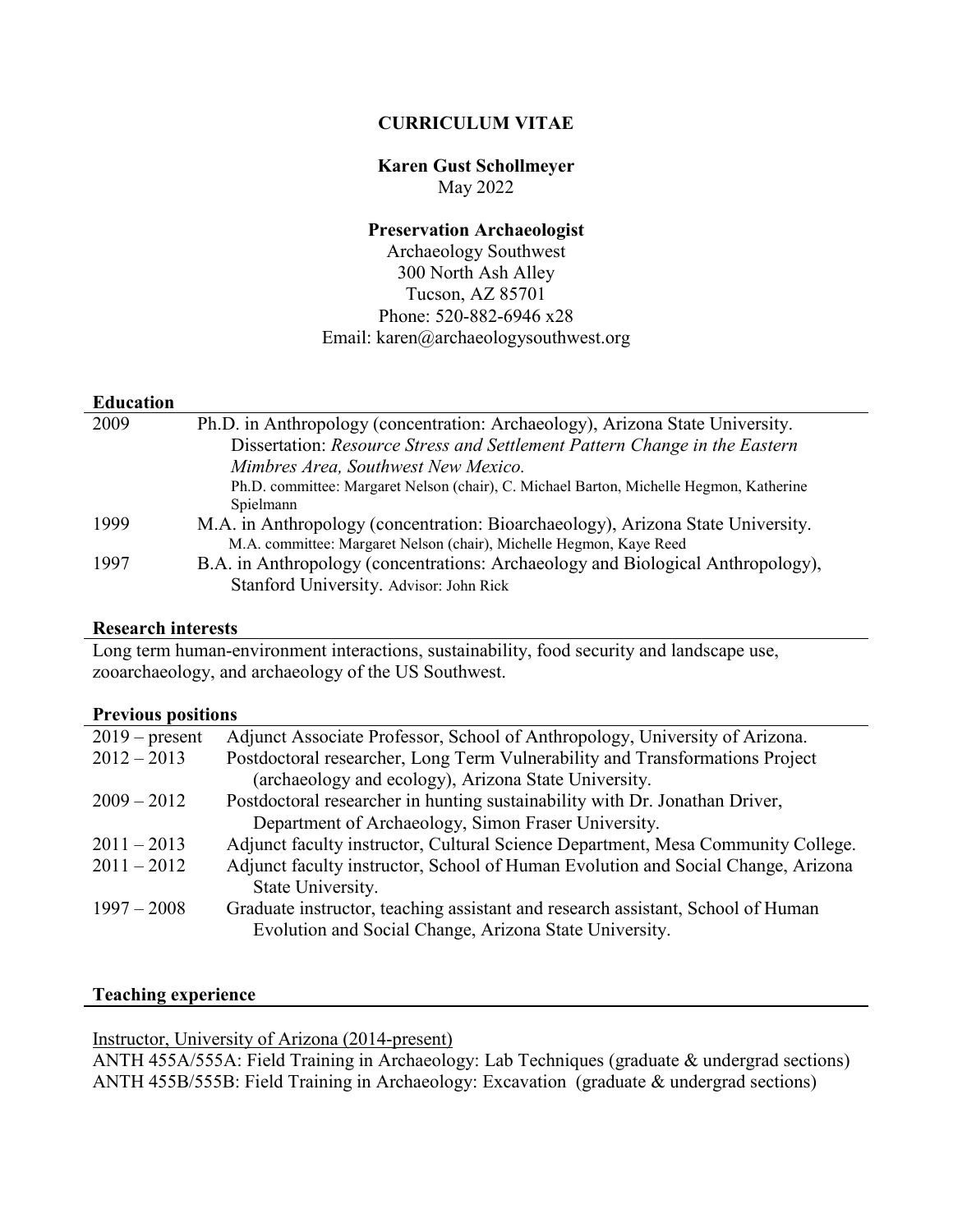# CURRICULUM VITAE

**Karen Gust Schollmeyer**
May 2022

**Preservation Archaeologist**
Archaeology Southwest
300 North Ash Alley
Tucson, AZ 85701
Phone: 520-882-6946 x28
Email: karen@archaeologysouthwest.org

## Education

| | |
|---|---|
| 2009 | Ph.D. in Anthropology (concentration: Archaeology), Arizona State University. Dissertation: *Resource Stress and Settlement Pattern Change in the Eastern Mimbres Area, Southwest New Mexico.* Ph.D. committee: Margaret Nelson (chair), C. Michael Barton, Michelle Hegmon, Katherine Spielmann |
| 1999 | M.A. in Anthropology (concentration: Bioarchaeology), Arizona State University. M.A. committee: Margaret Nelson (chair), Michelle Hegmon, Kaye Reed |
| 1997 | B.A. in Anthropology (concentrations: Archaeology and Biological Anthropology), Stanford University. Advisor: John Rick |

## Research interests

Long term human-environment interactions, sustainability, food security and landscape use, zooarchaeology, and archaeology of the US Southwest.

## Previous positions

| | |
|---|---|
| 2019 – present | Adjunct Associate Professor, School of Anthropology, University of Arizona. |
| 2012 – 2013 | Postdoctoral researcher, Long Term Vulnerability and Transformations Project (archaeology and ecology), Arizona State University. |
| 2009 – 2012 | Postdoctoral researcher in hunting sustainability with Dr. Jonathan Driver, Department of Archaeology, Simon Fraser University. |
| 2011 – 2013 | Adjunct faculty instructor, Cultural Science Department, Mesa Community College. |
| 2011 – 2012 | Adjunct faculty instructor, School of Human Evolution and Social Change, Arizona State University. |
| 1997 – 2008 | Graduate instructor, teaching assistant and research assistant, School of Human Evolution and Social Change, Arizona State University. |

## Teaching experience

Instructor, University of Arizona (2014-present)

ANTH 455A/555A: Field Training in Archaeology: Lab Techniques (graduate & undergrad sections)
ANTH 455B/555B: Field Training in Archaeology: Excavation (graduate & undergrad sections)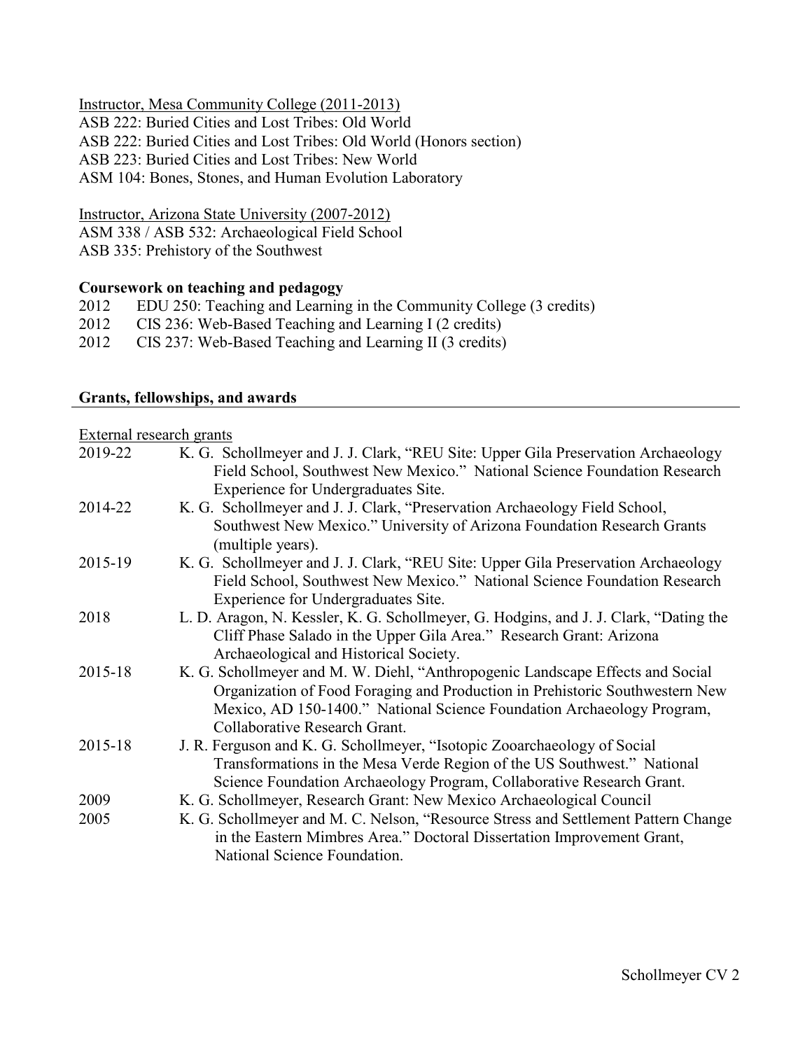Instructor, Mesa Community College (2011-2013)

ASB 222: Buried Cities and Lost Tribes: Old World
ASB 222: Buried Cities and Lost Tribes: Old World (Honors section)
ASB 223: Buried Cities and Lost Tribes: New World
ASM 104: Bones, Stones, and Human Evolution Laboratory

Instructor, Arizona State University (2007-2012)

ASM 338 / ASB 532: Archaeological Field School
ASB 335: Prehistory of the Southwest

**Coursework on teaching and pedagogy**

2012 EDU 250: Teaching and Learning in the Community College (3 credits)
2012 CIS 236: Web-Based Teaching and Learning I (2 credits)
2012 CIS 237: Web-Based Teaching and Learning II (3 credits)

## Grants, fellowships, and awards

External research grants

2019-22 K. G. Schollmeyer and J. J. Clark, "REU Site: Upper Gila Preservation Archaeology Field School, Southwest New Mexico." National Science Foundation Research Experience for Undergraduates Site.

2014-22 K. G. Schollmeyer and J. J. Clark, "Preservation Archaeology Field School, Southwest New Mexico." University of Arizona Foundation Research Grants (multiple years).

2015-19 K. G. Schollmeyer and J. J. Clark, "REU Site: Upper Gila Preservation Archaeology Field School, Southwest New Mexico." National Science Foundation Research Experience for Undergraduates Site.

2018 L. D. Aragon, N. Kessler, K. G. Schollmeyer, G. Hodgins, and J. J. Clark, "Dating the Cliff Phase Salado in the Upper Gila Area." Research Grant: Arizona Archaeological and Historical Society.

2015-18 K. G. Schollmeyer and M. W. Diehl, "Anthropogenic Landscape Effects and Social Organization of Food Foraging and Production in Prehistoric Southwestern New Mexico, AD 150-1400." National Science Foundation Archaeology Program, Collaborative Research Grant.

2015-18 J. R. Ferguson and K. G. Schollmeyer, "Isotopic Zooarchaeology of Social Transformations in the Mesa Verde Region of the US Southwest." National Science Foundation Archaeology Program, Collaborative Research Grant.

2009 K. G. Schollmeyer, Research Grant: New Mexico Archaeological Council

2005 K. G. Schollmeyer and M. C. Nelson, "Resource Stress and Settlement Pattern Change in the Eastern Mimbres Area." Doctoral Dissertation Improvement Grant, National Science Foundation.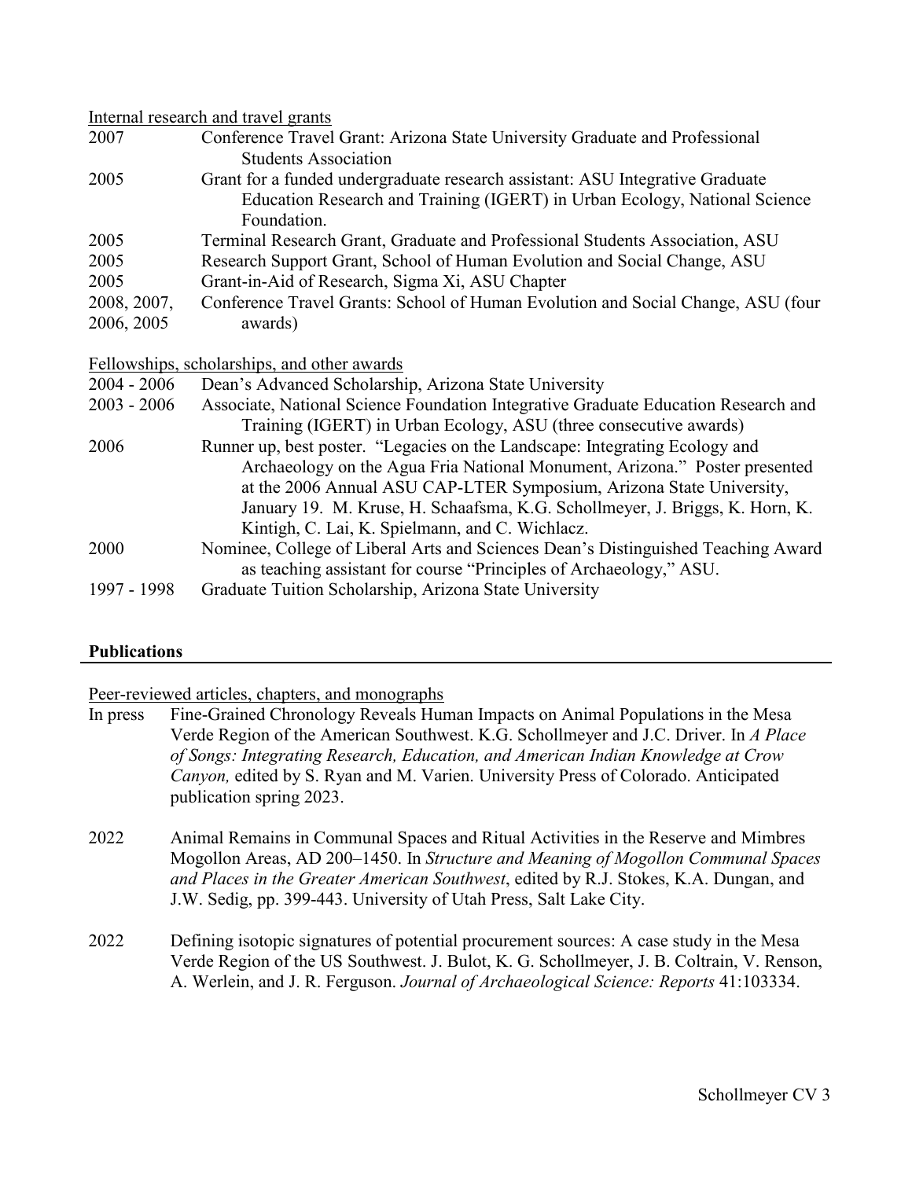Internal research and travel grants

| | |
|---|---|
| 2007 | Conference Travel Grant: Arizona State University Graduate and Professional Students Association |
| 2005 | Grant for a funded undergraduate research assistant: ASU Integrative Graduate Education Research and Training (IGERT) in Urban Ecology, National Science Foundation. |
| 2005 | Terminal Research Grant, Graduate and Professional Students Association, ASU |
| 2005 | Research Support Grant, School of Human Evolution and Social Change, ASU |
| 2005 | Grant-in-Aid of Research, Sigma Xi, ASU Chapter |
| 2008, 2007, 2006, 2005 | Conference Travel Grants: School of Human Evolution and Social Change, ASU (four awards) |

Fellowships, scholarships, and other awards

| | |
|---|---|
| 2004 - 2006 | Dean's Advanced Scholarship, Arizona State University |
| 2003 - 2006 | Associate, National Science Foundation Integrative Graduate Education Research and Training (IGERT) in Urban Ecology, ASU (three consecutive awards) |
| 2006 | Runner up, best poster. "Legacies on the Landscape: Integrating Ecology and Archaeology on the Agua Fria National Monument, Arizona." Poster presented at the 2006 Annual ASU CAP-LTER Symposium, Arizona State University, January 19. M. Kruse, H. Schaafsma, K.G. Schollmeyer, J. Briggs, K. Horn, K. Kintigh, C. Lai, K. Spielmann, and C. Wichlacz. |
| 2000 | Nominee, College of Liberal Arts and Sciences Dean's Distinguished Teaching Award as teaching assistant for course "Principles of Archaeology," ASU. |
| 1997 - 1998 | Graduate Tuition Scholarship, Arizona State University |

## Publications

Peer-reviewed articles, chapters, and monographs

In press — Fine-Grained Chronology Reveals Human Impacts on Animal Populations in the Mesa Verde Region of the American Southwest. K.G. Schollmeyer and J.C. Driver. In *A Place of Songs: Integrating Research, Education, and American Indian Knowledge at Crow Canyon,* edited by S. Ryan and M. Varien. University Press of Colorado. Anticipated publication spring 2023.

2022 — Animal Remains in Communal Spaces and Ritual Activities in the Reserve and Mimbres Mogollon Areas, AD 200–1450. In *Structure and Meaning of Mogollon Communal Spaces and Places in the Greater American Southwest*, edited by R.J. Stokes, K.A. Dungan, and J.W. Sedig, pp. 399-443. University of Utah Press, Salt Lake City.

2022 — Defining isotopic signatures of potential procurement sources: A case study in the Mesa Verde Region of the US Southwest. J. Bulot, K. G. Schollmeyer, J. B. Coltrain, V. Renson, A. Werlein, and J. R. Ferguson. *Journal of Archaeological Science: Reports* 41:103334.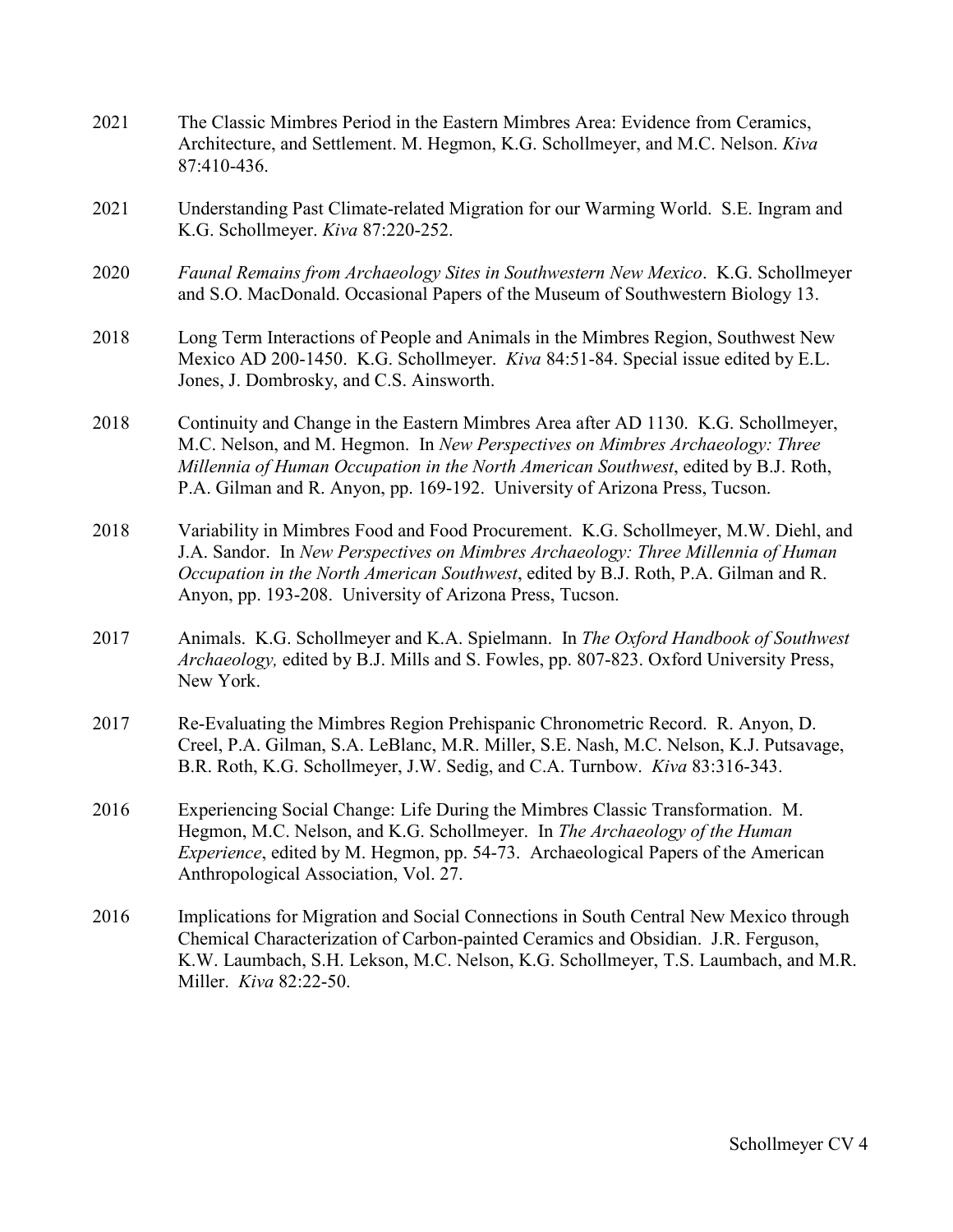2021 The Classic Mimbres Period in the Eastern Mimbres Area: Evidence from Ceramics, Architecture, and Settlement. M. Hegmon, K.G. Schollmeyer, and M.C. Nelson. *Kiva* 87:410-436.

2021 Understanding Past Climate-related Migration for our Warming World. S.E. Ingram and K.G. Schollmeyer. *Kiva* 87:220-252.

2020 *Faunal Remains from Archaeology Sites in Southwestern New Mexico*. K.G. Schollmeyer and S.O. MacDonald. Occasional Papers of the Museum of Southwestern Biology 13.

2018 Long Term Interactions of People and Animals in the Mimbres Region, Southwest New Mexico AD 200-1450. K.G. Schollmeyer. *Kiva* 84:51-84. Special issue edited by E.L. Jones, J. Dombrosky, and C.S. Ainsworth.

2018 Continuity and Change in the Eastern Mimbres Area after AD 1130. K.G. Schollmeyer, M.C. Nelson, and M. Hegmon. In *New Perspectives on Mimbres Archaeology: Three Millennia of Human Occupation in the North American Southwest*, edited by B.J. Roth, P.A. Gilman and R. Anyon, pp. 169-192. University of Arizona Press, Tucson.

2018 Variability in Mimbres Food and Food Procurement. K.G. Schollmeyer, M.W. Diehl, and J.A. Sandor. In *New Perspectives on Mimbres Archaeology: Three Millennia of Human Occupation in the North American Southwest*, edited by B.J. Roth, P.A. Gilman and R. Anyon, pp. 193-208. University of Arizona Press, Tucson.

2017 Animals. K.G. Schollmeyer and K.A. Spielmann. In *The Oxford Handbook of Southwest Archaeology,* edited by B.J. Mills and S. Fowles, pp. 807-823. Oxford University Press, New York.

2017 Re-Evaluating the Mimbres Region Prehispanic Chronometric Record. R. Anyon, D. Creel, P.A. Gilman, S.A. LeBlanc, M.R. Miller, S.E. Nash, M.C. Nelson, K.J. Putsavage, B.R. Roth, K.G. Schollmeyer, J.W. Sedig, and C.A. Turnbow. *Kiva* 83:316-343.

2016 Experiencing Social Change: Life During the Mimbres Classic Transformation. M. Hegmon, M.C. Nelson, and K.G. Schollmeyer. In *The Archaeology of the Human Experience*, edited by M. Hegmon, pp. 54-73. Archaeological Papers of the American Anthropological Association, Vol. 27.

2016 Implications for Migration and Social Connections in South Central New Mexico through Chemical Characterization of Carbon-painted Ceramics and Obsidian. J.R. Ferguson, K.W. Laumbach, S.H. Lekson, M.C. Nelson, K.G. Schollmeyer, T.S. Laumbach, and M.R. Miller. *Kiva* 82:22-50.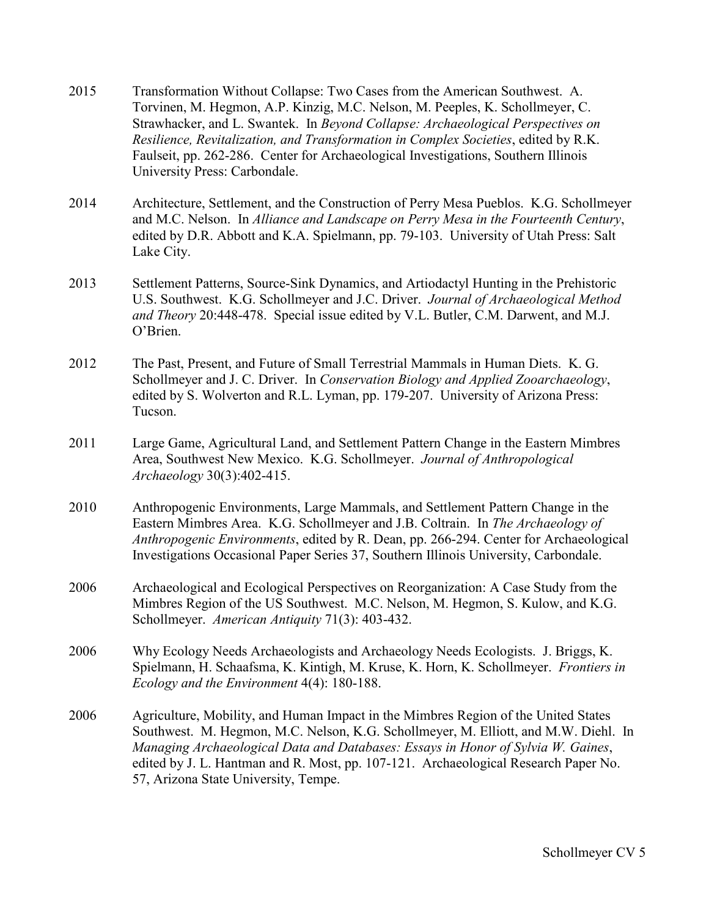2015 Transformation Without Collapse: Two Cases from the American Southwest. A. Torvinen, M. Hegmon, A.P. Kinzig, M.C. Nelson, M. Peeples, K. Schollmeyer, C. Strawhacker, and L. Swantek. In *Beyond Collapse: Archaeological Perspectives on Resilience, Revitalization, and Transformation in Complex Societies*, edited by R.K. Faulseit, pp. 262-286. Center for Archaeological Investigations, Southern Illinois University Press: Carbondale.

2014 Architecture, Settlement, and the Construction of Perry Mesa Pueblos. K.G. Schollmeyer and M.C. Nelson. In *Alliance and Landscape on Perry Mesa in the Fourteenth Century*, edited by D.R. Abbott and K.A. Spielmann, pp. 79-103. University of Utah Press: Salt Lake City.

2013 Settlement Patterns, Source-Sink Dynamics, and Artiodactyl Hunting in the Prehistoric U.S. Southwest. K.G. Schollmeyer and J.C. Driver. *Journal of Archaeological Method and Theory* 20:448-478. Special issue edited by V.L. Butler, C.M. Darwent, and M.J. O'Brien.

2012 The Past, Present, and Future of Small Terrestrial Mammals in Human Diets. K. G. Schollmeyer and J. C. Driver. In *Conservation Biology and Applied Zooarchaeology*, edited by S. Wolverton and R.L. Lyman, pp. 179-207. University of Arizona Press: Tucson.

2011 Large Game, Agricultural Land, and Settlement Pattern Change in the Eastern Mimbres Area, Southwest New Mexico. K.G. Schollmeyer. *Journal of Anthropological Archaeology* 30(3):402-415.

2010 Anthropogenic Environments, Large Mammals, and Settlement Pattern Change in the Eastern Mimbres Area. K.G. Schollmeyer and J.B. Coltrain. In *The Archaeology of Anthropogenic Environments*, edited by R. Dean, pp. 266-294. Center for Archaeological Investigations Occasional Paper Series 37, Southern Illinois University, Carbondale.

2006 Archaeological and Ecological Perspectives on Reorganization: A Case Study from the Mimbres Region of the US Southwest. M.C. Nelson, M. Hegmon, S. Kulow, and K.G. Schollmeyer. *American Antiquity* 71(3): 403-432.

2006 Why Ecology Needs Archaeologists and Archaeology Needs Ecologists. J. Briggs, K. Spielmann, H. Schaafsma, K. Kintigh, M. Kruse, K. Horn, K. Schollmeyer. *Frontiers in Ecology and the Environment* 4(4): 180-188.

2006 Agriculture, Mobility, and Human Impact in the Mimbres Region of the United States Southwest. M. Hegmon, M.C. Nelson, K.G. Schollmeyer, M. Elliott, and M.W. Diehl. In *Managing Archaeological Data and Databases: Essays in Honor of Sylvia W. Gaines*, edited by J. L. Hantman and R. Most, pp. 107-121. Archaeological Research Paper No. 57, Arizona State University, Tempe.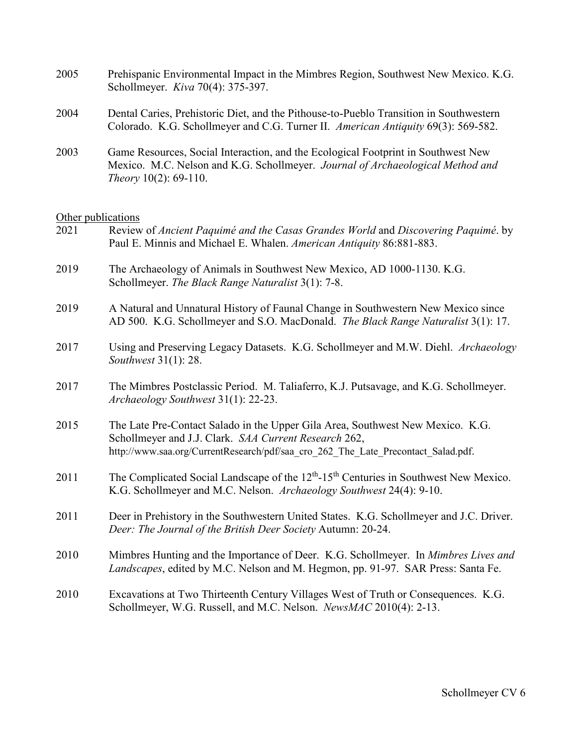2005 Prehispanic Environmental Impact in the Mimbres Region, Southwest New Mexico. K.G. Schollmeyer. *Kiva* 70(4): 375-397.

2004 Dental Caries, Prehistoric Diet, and the Pithouse-to-Pueblo Transition in Southwestern Colorado. K.G. Schollmeyer and C.G. Turner II. *American Antiquity* 69(3): 569-582.

2003 Game Resources, Social Interaction, and the Ecological Footprint in Southwest New Mexico. M.C. Nelson and K.G. Schollmeyer. *Journal of Archaeological Method and Theory* 10(2): 69-110.

Other publications

2021 Review of *Ancient Paquimé and the Casas Grandes World* and *Discovering Paquimé*. by Paul E. Minnis and Michael E. Whalen. *American Antiquity* 86:881-883.

2019 The Archaeology of Animals in Southwest New Mexico, AD 1000-1130. K.G. Schollmeyer. *The Black Range Naturalist* 3(1): 7-8.

2019 A Natural and Unnatural History of Faunal Change in Southwestern New Mexico since AD 500. K.G. Schollmeyer and S.O. MacDonald. *The Black Range Naturalist* 3(1): 17.

2017 Using and Preserving Legacy Datasets. K.G. Schollmeyer and M.W. Diehl. *Archaeology Southwest* 31(1): 28.

2017 The Mimbres Postclassic Period. M. Taliaferro, K.J. Putsavage, and K.G. Schollmeyer. *Archaeology Southwest* 31(1): 22-23.

2015 The Late Pre-Contact Salado in the Upper Gila Area, Southwest New Mexico. K.G. Schollmeyer and J.J. Clark. *SAA Current Research* 262, http://www.saa.org/CurrentResearch/pdf/saa_cro_262_The_Late_Precontact_Salad.pdf.

2011 The Complicated Social Landscape of the 12th-15th Centuries in Southwest New Mexico. K.G. Schollmeyer and M.C. Nelson. *Archaeology Southwest* 24(4): 9-10.

2011 Deer in Prehistory in the Southwestern United States. K.G. Schollmeyer and J.C. Driver. *Deer: The Journal of the British Deer Society* Autumn: 20-24.

2010 Mimbres Hunting and the Importance of Deer. K.G. Schollmeyer. In *Mimbres Lives and Landscapes*, edited by M.C. Nelson and M. Hegmon, pp. 91-97. SAR Press: Santa Fe.

2010 Excavations at Two Thirteenth Century Villages West of Truth or Consequences. K.G. Schollmeyer, W.G. Russell, and M.C. Nelson. *NewsMAC* 2010(4): 2-13.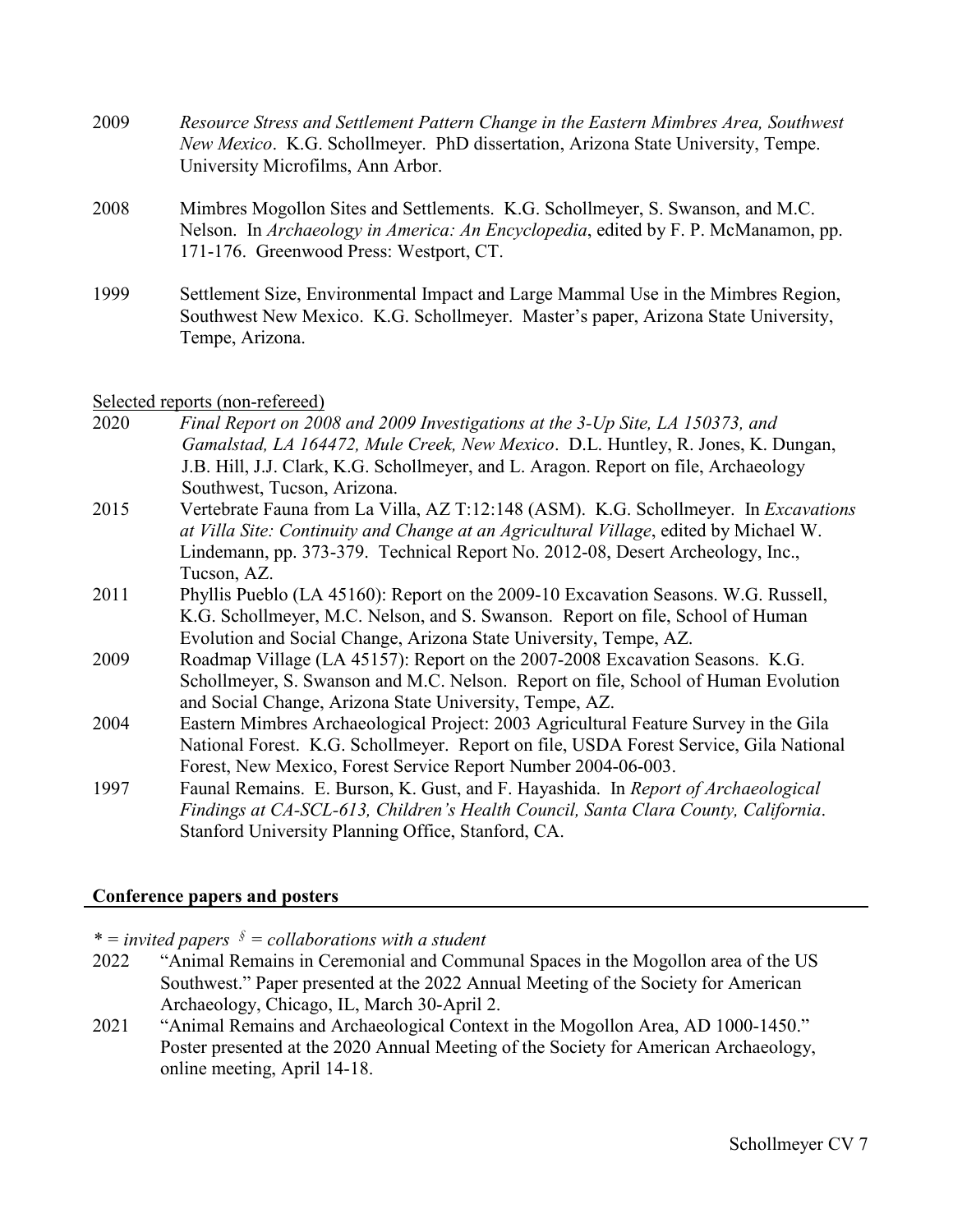2009 *Resource Stress and Settlement Pattern Change in the Eastern Mimbres Area, Southwest New Mexico*. K.G. Schollmeyer. PhD dissertation, Arizona State University, Tempe. University Microfilms, Ann Arbor.

2008 Mimbres Mogollon Sites and Settlements. K.G. Schollmeyer, S. Swanson, and M.C. Nelson. In *Archaeology in America: An Encyclopedia*, edited by F. P. McManamon, pp. 171-176. Greenwood Press: Westport, CT.

1999 Settlement Size, Environmental Impact and Large Mammal Use in the Mimbres Region, Southwest New Mexico. K.G. Schollmeyer. Master's paper, Arizona State University, Tempe, Arizona.

Selected reports (non-refereed)

2020 *Final Report on 2008 and 2009 Investigations at the 3-Up Site, LA 150373, and Gamalstad, LA 164472, Mule Creek, New Mexico*. D.L. Huntley, R. Jones, K. Dungan, J.B. Hill, J.J. Clark, K.G. Schollmeyer, and L. Aragon. Report on file, Archaeology Southwest, Tucson, Arizona.

2015 Vertebrate Fauna from La Villa, AZ T:12:148 (ASM). K.G. Schollmeyer. In *Excavations at Villa Site: Continuity and Change at an Agricultural Village*, edited by Michael W. Lindemann, pp. 373-379. Technical Report No. 2012-08, Desert Archeology, Inc., Tucson, AZ.

2011 Phyllis Pueblo (LA 45160): Report on the 2009-10 Excavation Seasons. W.G. Russell, K.G. Schollmeyer, M.C. Nelson, and S. Swanson. Report on file, School of Human Evolution and Social Change, Arizona State University, Tempe, AZ.

2009 Roadmap Village (LA 45157): Report on the 2007-2008 Excavation Seasons. K.G. Schollmeyer, S. Swanson and M.C. Nelson. Report on file, School of Human Evolution and Social Change, Arizona State University, Tempe, AZ.

2004 Eastern Mimbres Archaeological Project: 2003 Agricultural Feature Survey in the Gila National Forest. K.G. Schollmeyer. Report on file, USDA Forest Service, Gila National Forest, New Mexico, Forest Service Report Number 2004-06-003.

1997 Faunal Remains. E. Burson, K. Gust, and F. Hayashida. In *Report of Archaeological Findings at CA-SCL-613, Children's Health Council, Santa Clara County, California*. Stanford University Planning Office, Stanford, CA.

## Conference papers and posters

*\* = invited papers § = collaborations with a student*

2022 "Animal Remains in Ceremonial and Communal Spaces in the Mogollon area of the US Southwest." Paper presented at the 2022 Annual Meeting of the Society for American Archaeology, Chicago, IL, March 30-April 2.

2021 "Animal Remains and Archaeological Context in the Mogollon Area, AD 1000-1450." Poster presented at the 2020 Annual Meeting of the Society for American Archaeology, online meeting, April 14-18.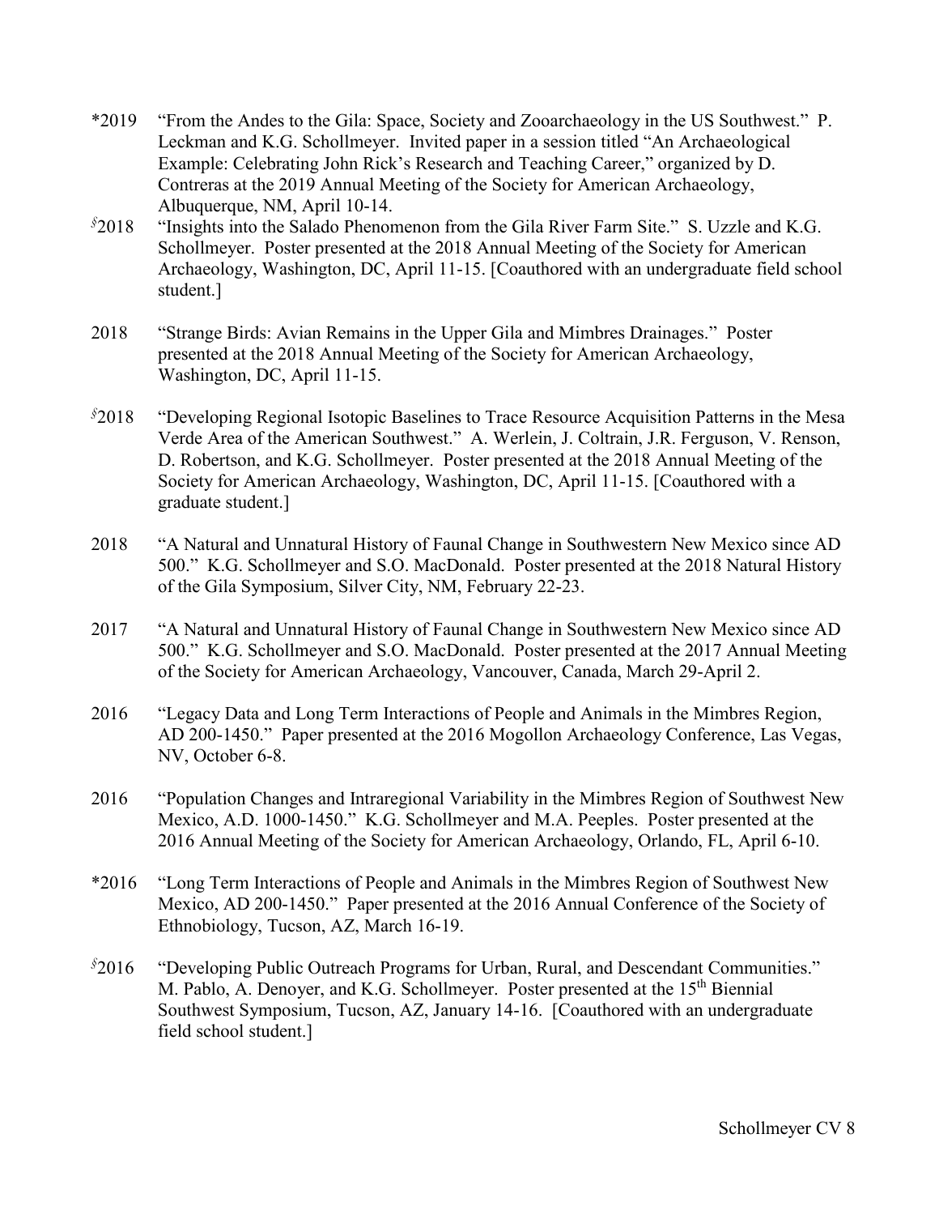*2019 "From the Andes to the Gila: Space, Society and Zooarchaeology in the US Southwest." P. Leckman and K.G. Schollmeyer. Invited paper in a session titled "An Archaeological Example: Celebrating John Rick's Research and Teaching Career," organized by D. Contreras at the 2019 Annual Meeting of the Society for American Archaeology, Albuquerque, NM, April 10-14.

§2018 "Insights into the Salado Phenomenon from the Gila River Farm Site." S. Uzzle and K.G. Schollmeyer. Poster presented at the 2018 Annual Meeting of the Society for American Archaeology, Washington, DC, April 11-15. [Coauthored with an undergraduate field school student.]

2018 "Strange Birds: Avian Remains in the Upper Gila and Mimbres Drainages." Poster presented at the 2018 Annual Meeting of the Society for American Archaeology, Washington, DC, April 11-15.

§2018 "Developing Regional Isotopic Baselines to Trace Resource Acquisition Patterns in the Mesa Verde Area of the American Southwest." A. Werlein, J. Coltrain, J.R. Ferguson, V. Renson, D. Robertson, and K.G. Schollmeyer. Poster presented at the 2018 Annual Meeting of the Society for American Archaeology, Washington, DC, April 11-15. [Coauthored with a graduate student.]

2018 "A Natural and Unnatural History of Faunal Change in Southwestern New Mexico since AD 500." K.G. Schollmeyer and S.O. MacDonald. Poster presented at the 2018 Natural History of the Gila Symposium, Silver City, NM, February 22-23.

2017 "A Natural and Unnatural History of Faunal Change in Southwestern New Mexico since AD 500." K.G. Schollmeyer and S.O. MacDonald. Poster presented at the 2017 Annual Meeting of the Society for American Archaeology, Vancouver, Canada, March 29-April 2.

2016 "Legacy Data and Long Term Interactions of People and Animals in the Mimbres Region, AD 200-1450." Paper presented at the 2016 Mogollon Archaeology Conference, Las Vegas, NV, October 6-8.

2016 "Population Changes and Intraregional Variability in the Mimbres Region of Southwest New Mexico, A.D. 1000-1450." K.G. Schollmeyer and M.A. Peeples. Poster presented at the 2016 Annual Meeting of the Society for American Archaeology, Orlando, FL, April 6-10.

*2016 "Long Term Interactions of People and Animals in the Mimbres Region of Southwest New Mexico, AD 200-1450." Paper presented at the 2016 Annual Conference of the Society of Ethnobiology, Tucson, AZ, March 16-19.

§2016 "Developing Public Outreach Programs for Urban, Rural, and Descendant Communities." M. Pablo, A. Denoyer, and K.G. Schollmeyer. Poster presented at the 15th Biennial Southwest Symposium, Tucson, AZ, January 14-16. [Coauthored with an undergraduate field school student.]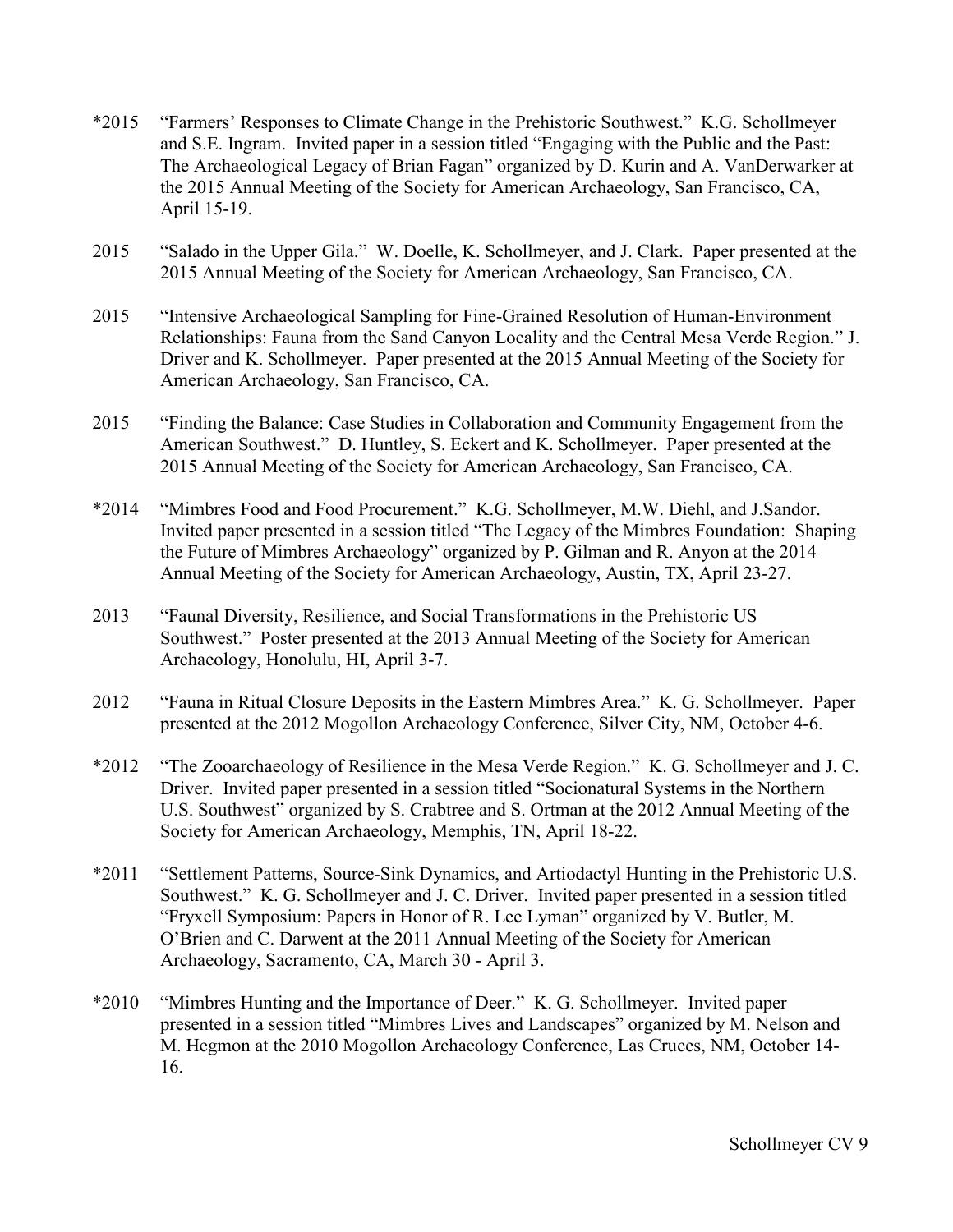*2015 "Farmers' Responses to Climate Change in the Prehistoric Southwest." K.G. Schollmeyer and S.E. Ingram. Invited paper in a session titled "Engaging with the Public and the Past: The Archaeological Legacy of Brian Fagan" organized by D. Kurin and A. VanDerwarker at the 2015 Annual Meeting of the Society for American Archaeology, San Francisco, CA, April 15-19.

2015 "Salado in the Upper Gila." W. Doelle, K. Schollmeyer, and J. Clark. Paper presented at the 2015 Annual Meeting of the Society for American Archaeology, San Francisco, CA.

2015 "Intensive Archaeological Sampling for Fine-Grained Resolution of Human-Environment Relationships: Fauna from the Sand Canyon Locality and the Central Mesa Verde Region." J. Driver and K. Schollmeyer. Paper presented at the 2015 Annual Meeting of the Society for American Archaeology, San Francisco, CA.

2015 "Finding the Balance: Case Studies in Collaboration and Community Engagement from the American Southwest." D. Huntley, S. Eckert and K. Schollmeyer. Paper presented at the 2015 Annual Meeting of the Society for American Archaeology, San Francisco, CA.

*2014 "Mimbres Food and Food Procurement." K.G. Schollmeyer, M.W. Diehl, and J.Sandor. Invited paper presented in a session titled "The Legacy of the Mimbres Foundation: Shaping the Future of Mimbres Archaeology" organized by P. Gilman and R. Anyon at the 2014 Annual Meeting of the Society for American Archaeology, Austin, TX, April 23-27.

2013 "Faunal Diversity, Resilience, and Social Transformations in the Prehistoric US Southwest." Poster presented at the 2013 Annual Meeting of the Society for American Archaeology, Honolulu, HI, April 3-7.

2012 "Fauna in Ritual Closure Deposits in the Eastern Mimbres Area." K. G. Schollmeyer. Paper presented at the 2012 Mogollon Archaeology Conference, Silver City, NM, October 4-6.

*2012 "The Zooarchaeology of Resilience in the Mesa Verde Region." K. G. Schollmeyer and J. C. Driver. Invited paper presented in a session titled "Socionatural Systems in the Northern U.S. Southwest" organized by S. Crabtree and S. Ortman at the 2012 Annual Meeting of the Society for American Archaeology, Memphis, TN, April 18-22.

*2011 "Settlement Patterns, Source-Sink Dynamics, and Artiodactyl Hunting in the Prehistoric U.S. Southwest." K. G. Schollmeyer and J. C. Driver. Invited paper presented in a session titled "Fryxell Symposium: Papers in Honor of R. Lee Lyman" organized by V. Butler, M. O'Brien and C. Darwent at the 2011 Annual Meeting of the Society for American Archaeology, Sacramento, CA, March 30 - April 3.

*2010 "Mimbres Hunting and the Importance of Deer." K. G. Schollmeyer. Invited paper presented in a session titled "Mimbres Lives and Landscapes" organized by M. Nelson and M. Hegmon at the 2010 Mogollon Archaeology Conference, Las Cruces, NM, October 14-16.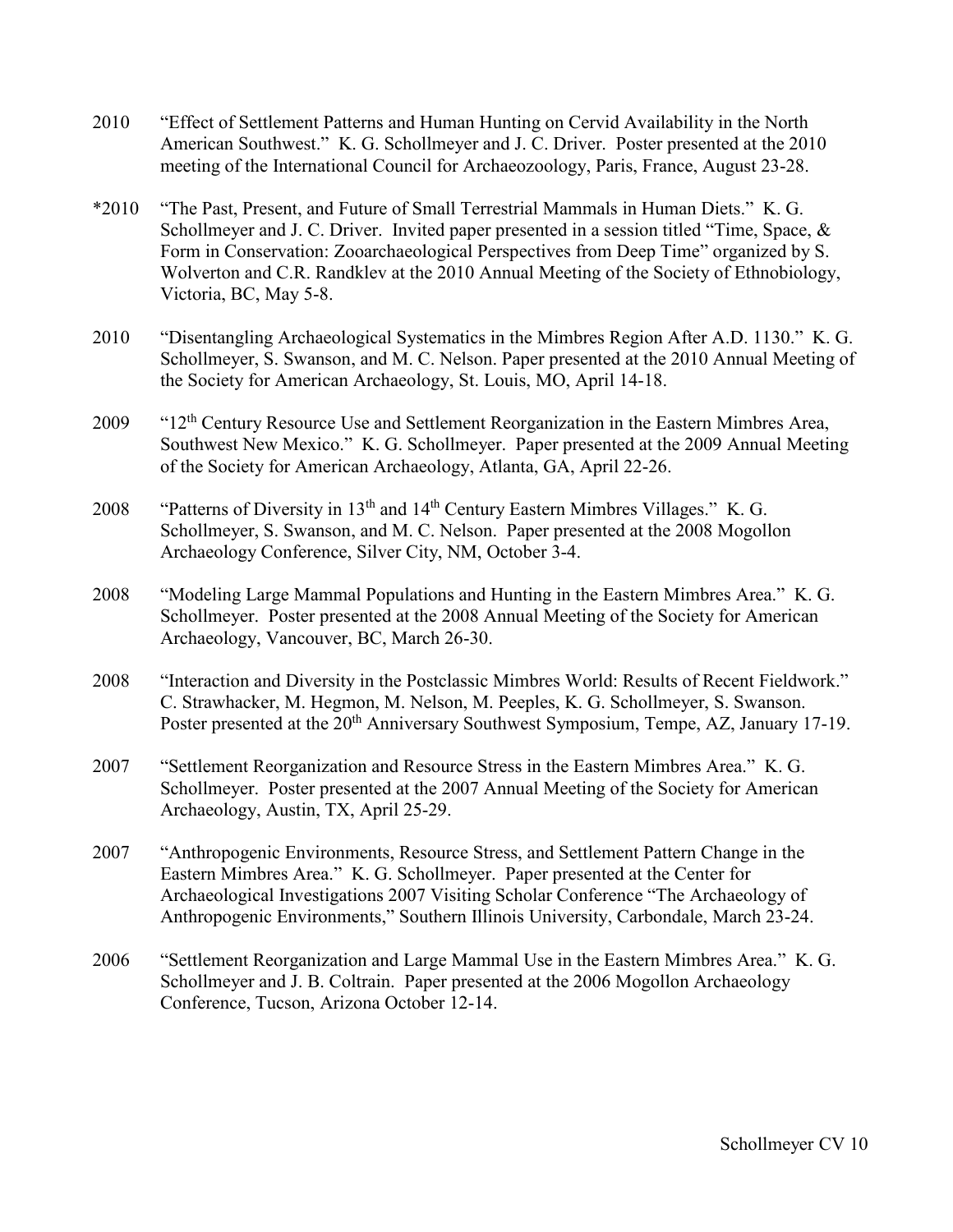2010 "Effect of Settlement Patterns and Human Hunting on Cervid Availability in the North American Southwest." K. G. Schollmeyer and J. C. Driver. Poster presented at the 2010 meeting of the International Council for Archaeozoology, Paris, France, August 23-28.

*2010 "The Past, Present, and Future of Small Terrestrial Mammals in Human Diets." K. G. Schollmeyer and J. C. Driver. Invited paper presented in a session titled "Time, Space, & Form in Conservation: Zooarchaeological Perspectives from Deep Time" organized by S. Wolverton and C.R. Randklev at the 2010 Annual Meeting of the Society of Ethnobiology, Victoria, BC, May 5-8.

2010 "Disentangling Archaeological Systematics in the Mimbres Region After A.D. 1130." K. G. Schollmeyer, S. Swanson, and M. C. Nelson. Paper presented at the 2010 Annual Meeting of the Society for American Archaeology, St. Louis, MO, April 14-18.

2009 "12th Century Resource Use and Settlement Reorganization in the Eastern Mimbres Area, Southwest New Mexico." K. G. Schollmeyer. Paper presented at the 2009 Annual Meeting of the Society for American Archaeology, Atlanta, GA, April 22-26.

2008 "Patterns of Diversity in 13th and 14th Century Eastern Mimbres Villages." K. G. Schollmeyer, S. Swanson, and M. C. Nelson. Paper presented at the 2008 Mogollon Archaeology Conference, Silver City, NM, October 3-4.

2008 "Modeling Large Mammal Populations and Hunting in the Eastern Mimbres Area." K. G. Schollmeyer. Poster presented at the 2008 Annual Meeting of the Society for American Archaeology, Vancouver, BC, March 26-30.

2008 "Interaction and Diversity in the Postclassic Mimbres World: Results of Recent Fieldwork." C. Strawhacker, M. Hegmon, M. Nelson, M. Peeples, K. G. Schollmeyer, S. Swanson. Poster presented at the 20th Anniversary Southwest Symposium, Tempe, AZ, January 17-19.

2007 "Settlement Reorganization and Resource Stress in the Eastern Mimbres Area." K. G. Schollmeyer. Poster presented at the 2007 Annual Meeting of the Society for American Archaeology, Austin, TX, April 25-29.

2007 "Anthropogenic Environments, Resource Stress, and Settlement Pattern Change in the Eastern Mimbres Area." K. G. Schollmeyer. Paper presented at the Center for Archaeological Investigations 2007 Visiting Scholar Conference "The Archaeology of Anthropogenic Environments," Southern Illinois University, Carbondale, March 23-24.

2006 "Settlement Reorganization and Large Mammal Use in the Eastern Mimbres Area." K. G. Schollmeyer and J. B. Coltrain. Paper presented at the 2006 Mogollon Archaeology Conference, Tucson, Arizona October 12-14.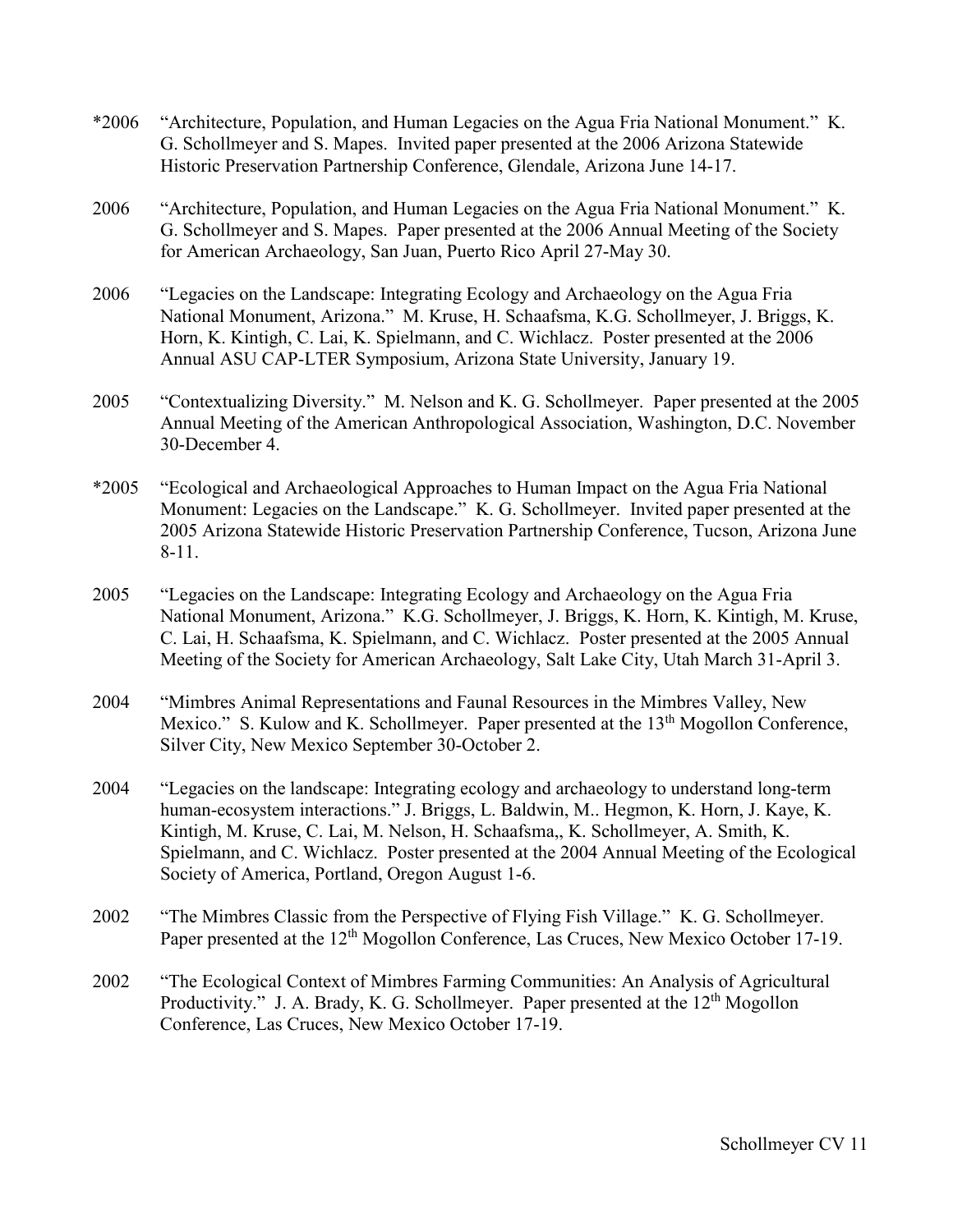*2006 "Architecture, Population, and Human Legacies on the Agua Fria National Monument." K. G. Schollmeyer and S. Mapes. Invited paper presented at the 2006 Arizona Statewide Historic Preservation Partnership Conference, Glendale, Arizona June 14-17.

2006 "Architecture, Population, and Human Legacies on the Agua Fria National Monument." K. G. Schollmeyer and S. Mapes. Paper presented at the 2006 Annual Meeting of the Society for American Archaeology, San Juan, Puerto Rico April 27-May 30.

2006 "Legacies on the Landscape: Integrating Ecology and Archaeology on the Agua Fria National Monument, Arizona." M. Kruse, H. Schaafsma, K.G. Schollmeyer, J. Briggs, K. Horn, K. Kintigh, C. Lai, K. Spielmann, and C. Wichlacz. Poster presented at the 2006 Annual ASU CAP-LTER Symposium, Arizona State University, January 19.

2005 "Contextualizing Diversity." M. Nelson and K. G. Schollmeyer. Paper presented at the 2005 Annual Meeting of the American Anthropological Association, Washington, D.C. November 30-December 4.

*2005 "Ecological and Archaeological Approaches to Human Impact on the Agua Fria National Monument: Legacies on the Landscape." K. G. Schollmeyer. Invited paper presented at the 2005 Arizona Statewide Historic Preservation Partnership Conference, Tucson, Arizona June 8-11.

2005 "Legacies on the Landscape: Integrating Ecology and Archaeology on the Agua Fria National Monument, Arizona." K.G. Schollmeyer, J. Briggs, K. Horn, K. Kintigh, M. Kruse, C. Lai, H. Schaafsma, K. Spielmann, and C. Wichlacz. Poster presented at the 2005 Annual Meeting of the Society for American Archaeology, Salt Lake City, Utah March 31-April 3.

2004 "Mimbres Animal Representations and Faunal Resources in the Mimbres Valley, New Mexico." S. Kulow and K. Schollmeyer. Paper presented at the 13th Mogollon Conference, Silver City, New Mexico September 30-October 2.

2004 "Legacies on the landscape: Integrating ecology and archaeology to understand long-term human-ecosystem interactions." J. Briggs, L. Baldwin, M.. Hegmon, K. Horn, J. Kaye, K. Kintigh, M. Kruse, C. Lai, M. Nelson, H. Schaafsma,, K. Schollmeyer, A. Smith, K. Spielmann, and C. Wichlacz. Poster presented at the 2004 Annual Meeting of the Ecological Society of America, Portland, Oregon August 1-6.

2002 "The Mimbres Classic from the Perspective of Flying Fish Village." K. G. Schollmeyer. Paper presented at the 12th Mogollon Conference, Las Cruces, New Mexico October 17-19.

2002 "The Ecological Context of Mimbres Farming Communities: An Analysis of Agricultural Productivity." J. A. Brady, K. G. Schollmeyer. Paper presented at the 12th Mogollon Conference, Las Cruces, New Mexico October 17-19.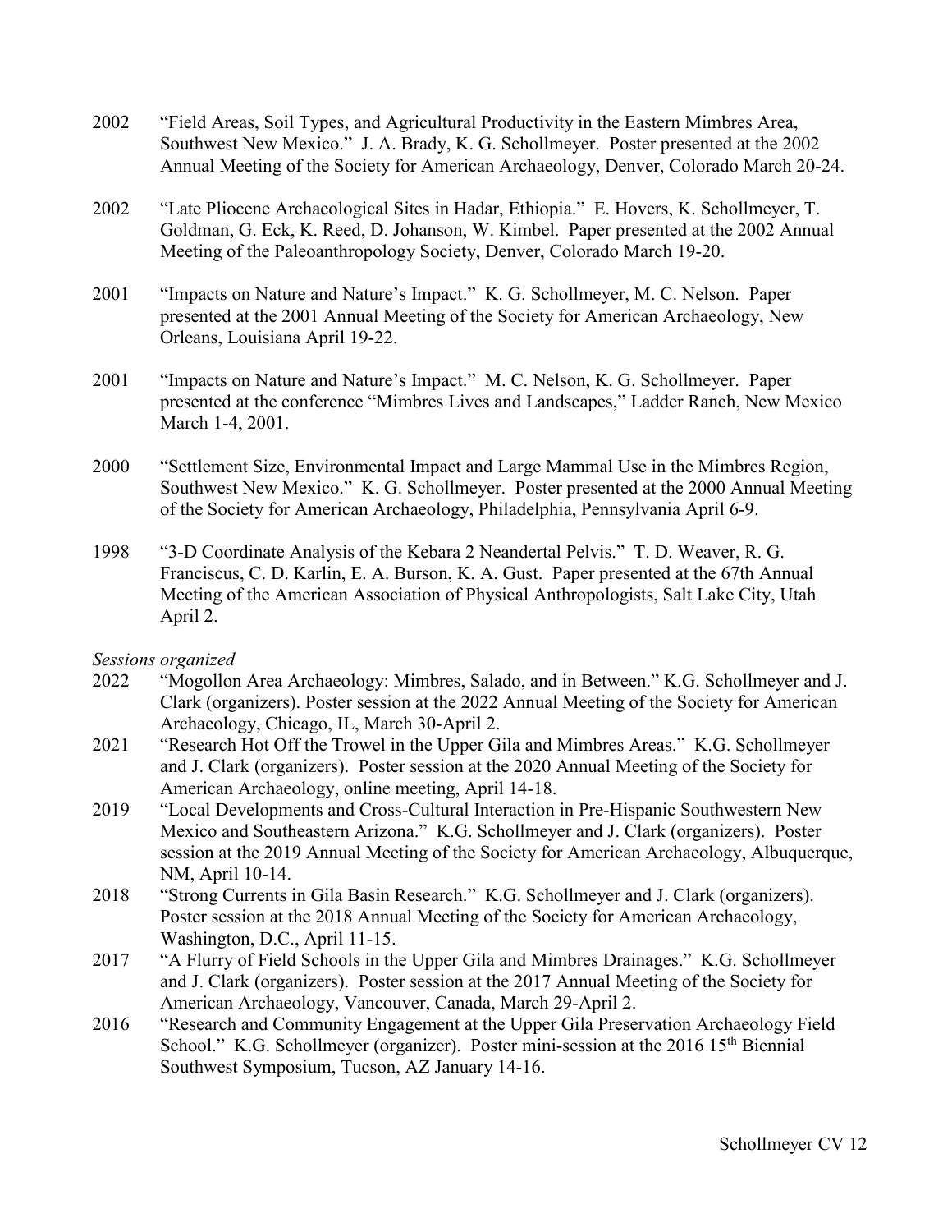2002 "Field Areas, Soil Types, and Agricultural Productivity in the Eastern Mimbres Area, Southwest New Mexico." J. A. Brady, K. G. Schollmeyer. Poster presented at the 2002 Annual Meeting of the Society for American Archaeology, Denver, Colorado March 20-24.

2002 "Late Pliocene Archaeological Sites in Hadar, Ethiopia." E. Hovers, K. Schollmeyer, T. Goldman, G. Eck, K. Reed, D. Johanson, W. Kimbel. Paper presented at the 2002 Annual Meeting of the Paleoanthropology Society, Denver, Colorado March 19-20.

2001 "Impacts on Nature and Nature's Impact." K. G. Schollmeyer, M. C. Nelson. Paper presented at the 2001 Annual Meeting of the Society for American Archaeology, New Orleans, Louisiana April 19-22.

2001 "Impacts on Nature and Nature's Impact." M. C. Nelson, K. G. Schollmeyer. Paper presented at the conference "Mimbres Lives and Landscapes," Ladder Ranch, New Mexico March 1-4, 2001.

2000 "Settlement Size, Environmental Impact and Large Mammal Use in the Mimbres Region, Southwest New Mexico." K. G. Schollmeyer. Poster presented at the 2000 Annual Meeting of the Society for American Archaeology, Philadelphia, Pennsylvania April 6-9.

1998 "3-D Coordinate Analysis of the Kebara 2 Neandertal Pelvis." T. D. Weaver, R. G. Franciscus, C. D. Karlin, E. A. Burson, K. A. Gust. Paper presented at the 67th Annual Meeting of the American Association of Physical Anthropologists, Salt Lake City, Utah April 2.

*Sessions organized*

2022 "Mogollon Area Archaeology: Mimbres, Salado, and in Between." K.G. Schollmeyer and J. Clark (organizers). Poster session at the 2022 Annual Meeting of the Society for American Archaeology, Chicago, IL, March 30-April 2.

2021 "Research Hot Off the Trowel in the Upper Gila and Mimbres Areas." K.G. Schollmeyer and J. Clark (organizers). Poster session at the 2020 Annual Meeting of the Society for American Archaeology, online meeting, April 14-18.

2019 "Local Developments and Cross-Cultural Interaction in Pre-Hispanic Southwestern New Mexico and Southeastern Arizona." K.G. Schollmeyer and J. Clark (organizers). Poster session at the 2019 Annual Meeting of the Society for American Archaeology, Albuquerque, NM, April 10-14.

2018 "Strong Currents in Gila Basin Research." K.G. Schollmeyer and J. Clark (organizers). Poster session at the 2018 Annual Meeting of the Society for American Archaeology, Washington, D.C., April 11-15.

2017 "A Flurry of Field Schools in the Upper Gila and Mimbres Drainages." K.G. Schollmeyer and J. Clark (organizers). Poster session at the 2017 Annual Meeting of the Society for American Archaeology, Vancouver, Canada, March 29-April 2.

2016 "Research and Community Engagement at the Upper Gila Preservation Archaeology Field School." K.G. Schollmeyer (organizer). Poster mini-session at the 2016 15th Biennial Southwest Symposium, Tucson, AZ January 14-16.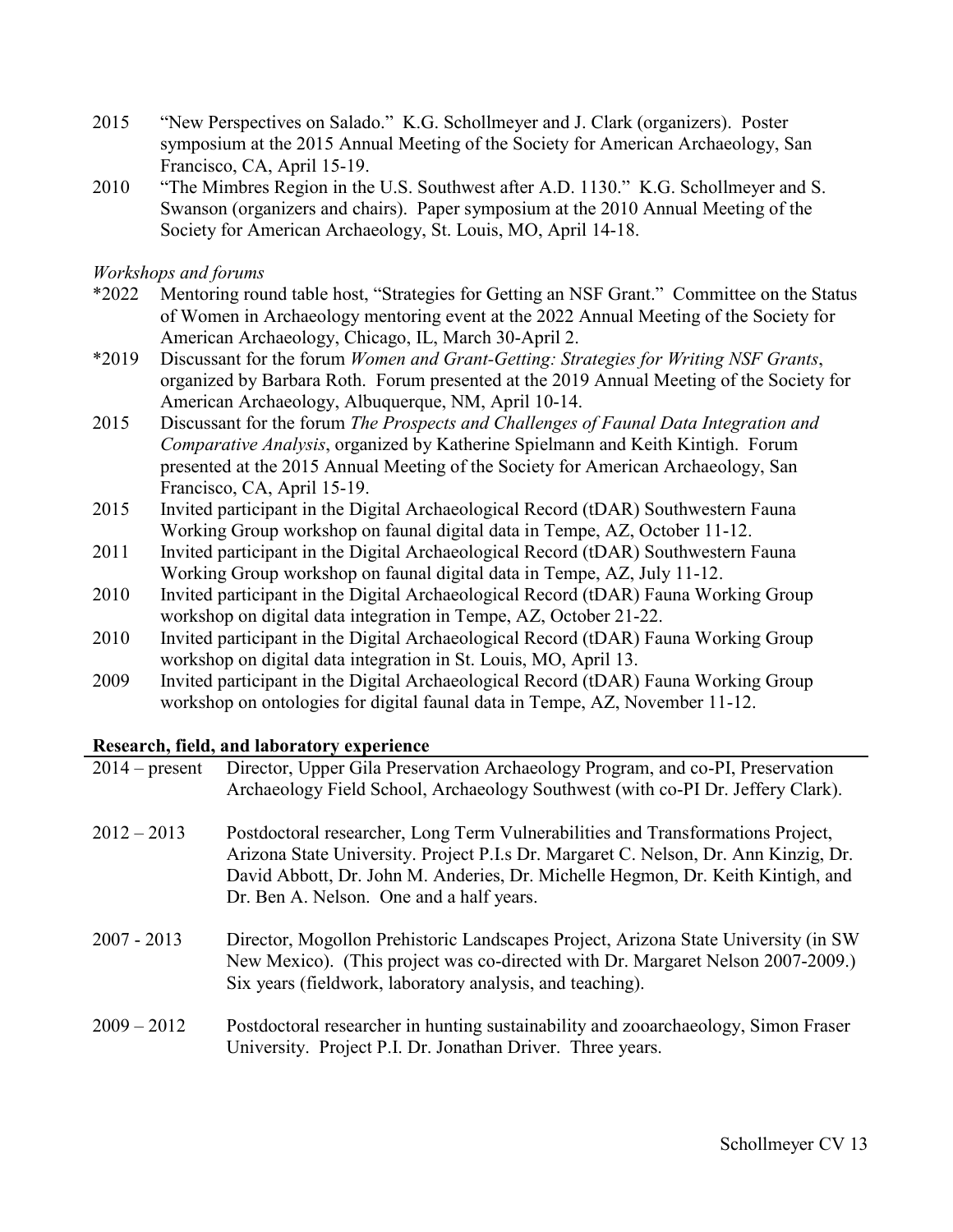2015 "New Perspectives on Salado." K.G. Schollmeyer and J. Clark (organizers). Poster symposium at the 2015 Annual Meeting of the Society for American Archaeology, San Francisco, CA, April 15-19.

2010 "The Mimbres Region in the U.S. Southwest after A.D. 1130." K.G. Schollmeyer and S. Swanson (organizers and chairs). Paper symposium at the 2010 Annual Meeting of the Society for American Archaeology, St. Louis, MO, April 14-18.

*Workshops and forums*

*2022 Mentoring round table host, "Strategies for Getting an NSF Grant." Committee on the Status of Women in Archaeology mentoring event at the 2022 Annual Meeting of the Society for American Archaeology, Chicago, IL, March 30-April 2.

*2019 Discussant for the forum *Women and Grant-Getting: Strategies for Writing NSF Grants*, organized by Barbara Roth. Forum presented at the 2019 Annual Meeting of the Society for American Archaeology, Albuquerque, NM, April 10-14.

2015 Discussant for the forum *The Prospects and Challenges of Faunal Data Integration and Comparative Analysis*, organized by Katherine Spielmann and Keith Kintigh. Forum presented at the 2015 Annual Meeting of the Society for American Archaeology, San Francisco, CA, April 15-19.

2015 Invited participant in the Digital Archaeological Record (tDAR) Southwestern Fauna Working Group workshop on faunal digital data in Tempe, AZ, October 11-12.

2011 Invited participant in the Digital Archaeological Record (tDAR) Southwestern Fauna Working Group workshop on faunal digital data in Tempe, AZ, July 11-12.

2010 Invited participant in the Digital Archaeological Record (tDAR) Fauna Working Group workshop on digital data integration in Tempe, AZ, October 21-22.

2010 Invited participant in the Digital Archaeological Record (tDAR) Fauna Working Group workshop on digital data integration in St. Louis, MO, April 13.

2009 Invited participant in the Digital Archaeological Record (tDAR) Fauna Working Group workshop on ontologies for digital faunal data in Tempe, AZ, November 11-12.

## Research, field, and laboratory experience

2014 – present Director, Upper Gila Preservation Archaeology Program, and co-PI, Preservation Archaeology Field School, Archaeology Southwest (with co-PI Dr. Jeffery Clark).

2012 – 2013 Postdoctoral researcher, Long Term Vulnerabilities and Transformations Project, Arizona State University. Project P.I.s Dr. Margaret C. Nelson, Dr. Ann Kinzig, Dr. David Abbott, Dr. John M. Anderies, Dr. Michelle Hegmon, Dr. Keith Kintigh, and Dr. Ben A. Nelson. One and a half years.

2007 - 2013 Director, Mogollon Prehistoric Landscapes Project, Arizona State University (in SW New Mexico). (This project was co-directed with Dr. Margaret Nelson 2007-2009.) Six years (fieldwork, laboratory analysis, and teaching).

2009 – 2012 Postdoctoral researcher in hunting sustainability and zooarchaeology, Simon Fraser University. Project P.I. Dr. Jonathan Driver. Three years.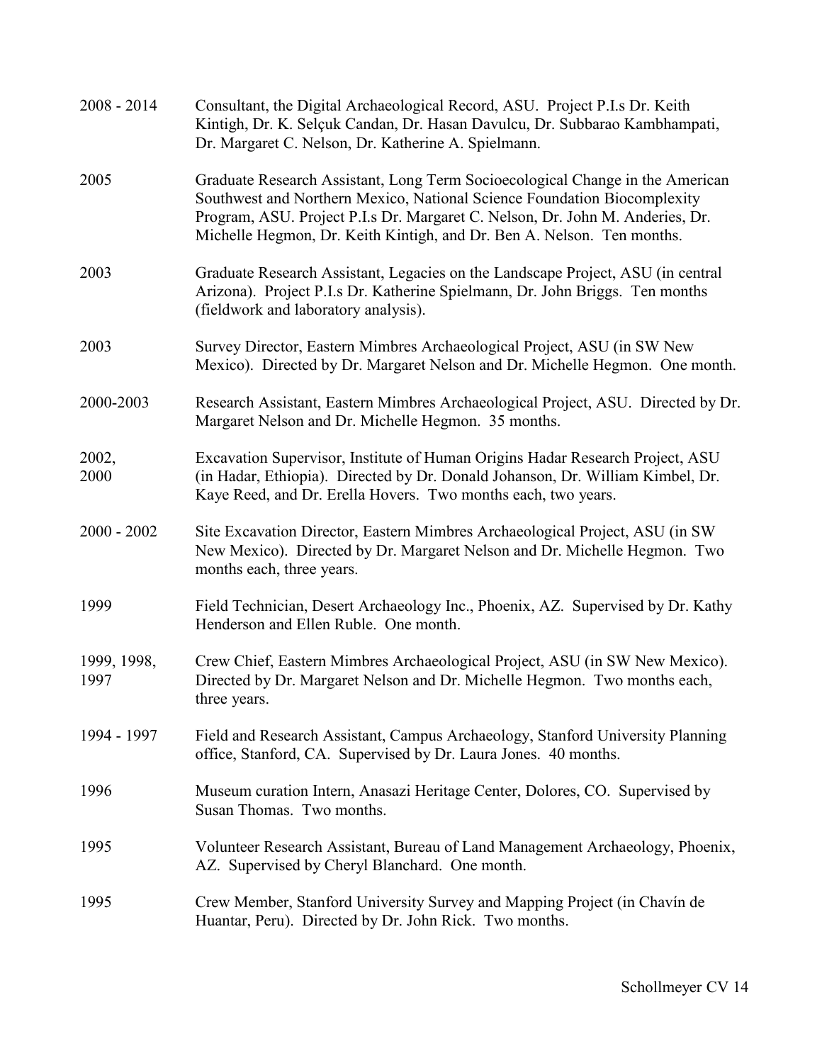| | |
|---|---|
| 2008 - 2014 | Consultant, the Digital Archaeological Record, ASU. Project P.I.s Dr. Keith Kintigh, Dr. K. Selçuk Candan, Dr. Hasan Davulcu, Dr. Subbarao Kambhampati, Dr. Margaret C. Nelson, Dr. Katherine A. Spielmann. |
| 2005 | Graduate Research Assistant, Long Term Socioecological Change in the American Southwest and Northern Mexico, National Science Foundation Biocomplexity Program, ASU. Project P.I.s Dr. Margaret C. Nelson, Dr. John M. Anderies, Dr. Michelle Hegmon, Dr. Keith Kintigh, and Dr. Ben A. Nelson. Ten months. |
| 2003 | Graduate Research Assistant, Legacies on the Landscape Project, ASU (in central Arizona). Project P.I.s Dr. Katherine Spielmann, Dr. John Briggs. Ten months (fieldwork and laboratory analysis). |
| 2003 | Survey Director, Eastern Mimbres Archaeological Project, ASU (in SW New Mexico). Directed by Dr. Margaret Nelson and Dr. Michelle Hegmon. One month. |
| 2000-2003 | Research Assistant, Eastern Mimbres Archaeological Project, ASU. Directed by Dr. Margaret Nelson and Dr. Michelle Hegmon. 35 months. |
| 2002, 2000 | Excavation Supervisor, Institute of Human Origins Hadar Research Project, ASU (in Hadar, Ethiopia). Directed by Dr. Donald Johanson, Dr. William Kimbel, Dr. Kaye Reed, and Dr. Erella Hovers. Two months each, two years. |
| 2000 - 2002 | Site Excavation Director, Eastern Mimbres Archaeological Project, ASU (in SW New Mexico). Directed by Dr. Margaret Nelson and Dr. Michelle Hegmon. Two months each, three years. |
| 1999 | Field Technician, Desert Archaeology Inc., Phoenix, AZ. Supervised by Dr. Kathy Henderson and Ellen Ruble. One month. |
| 1999, 1998, 1997 | Crew Chief, Eastern Mimbres Archaeological Project, ASU (in SW New Mexico). Directed by Dr. Margaret Nelson and Dr. Michelle Hegmon. Two months each, three years. |
| 1994 - 1997 | Field and Research Assistant, Campus Archaeology, Stanford University Planning office, Stanford, CA. Supervised by Dr. Laura Jones. 40 months. |
| 1996 | Museum curation Intern, Anasazi Heritage Center, Dolores, CO. Supervised by Susan Thomas. Two months. |
| 1995 | Volunteer Research Assistant, Bureau of Land Management Archaeology, Phoenix, AZ. Supervised by Cheryl Blanchard. One month. |
| 1995 | Crew Member, Stanford University Survey and Mapping Project (in Chavín de Huantar, Peru). Directed by Dr. John Rick. Two months. |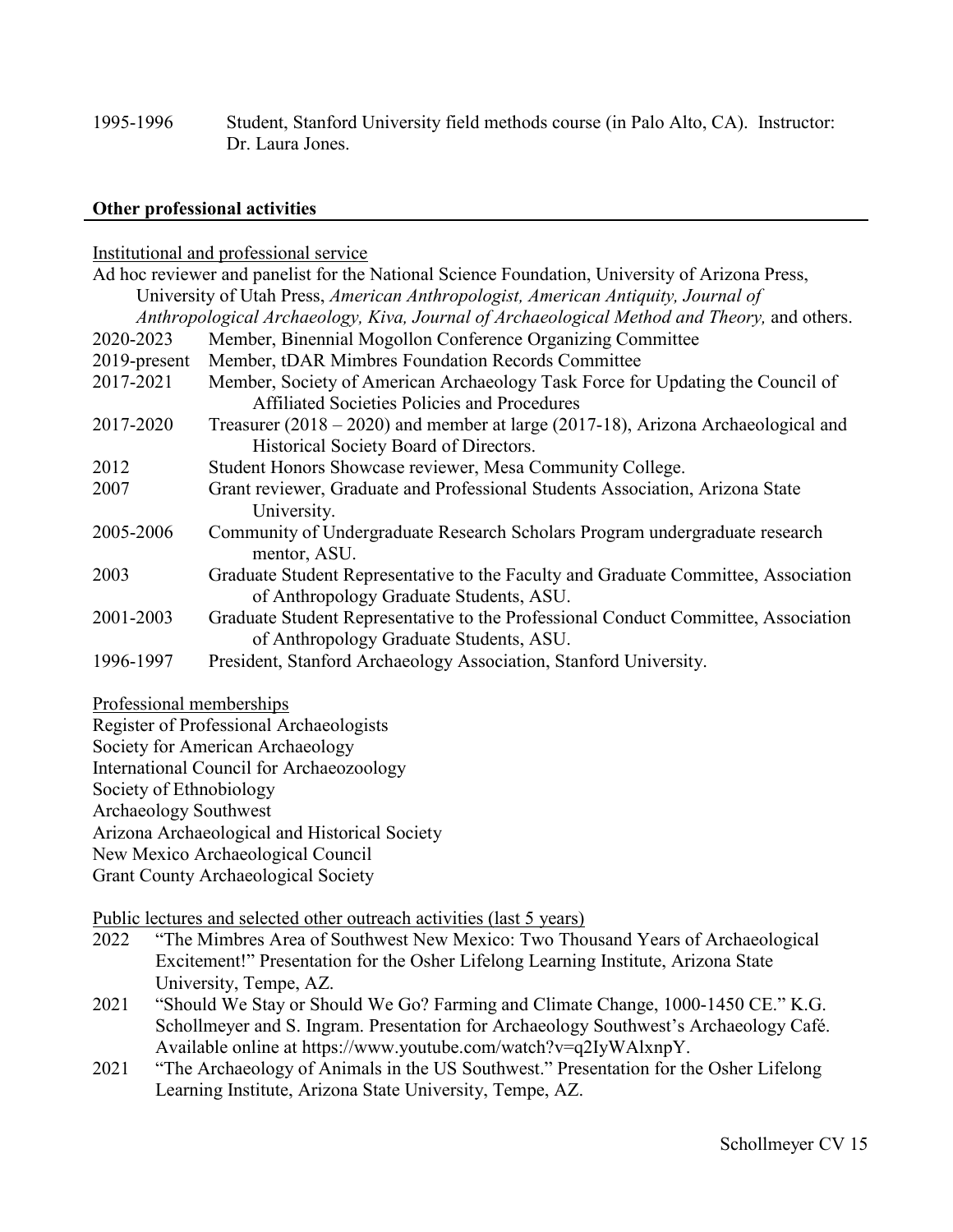1995-1996 Student, Stanford University field methods course (in Palo Alto, CA). Instructor: Dr. Laura Jones.

## Other professional activities

Institutional and professional service

Ad hoc reviewer and panelist for the National Science Foundation, University of Arizona Press, University of Utah Press, *American Anthropologist, American Antiquity, Journal of Anthropological Archaeology, Kiva, Journal of Archaeological Method and Theory,* and others.

2020-2023 Member, Binennial Mogollon Conference Organizing Committee

2019-present Member, tDAR Mimbres Foundation Records Committee

2017-2021 Member, Society of American Archaeology Task Force for Updating the Council of Affiliated Societies Policies and Procedures

2017-2020 Treasurer (2018 – 2020) and member at large (2017-18), Arizona Archaeological and Historical Society Board of Directors.

2012 Student Honors Showcase reviewer, Mesa Community College.

2007 Grant reviewer, Graduate and Professional Students Association, Arizona State University.

2005-2006 Community of Undergraduate Research Scholars Program undergraduate research mentor, ASU.

2003 Graduate Student Representative to the Faculty and Graduate Committee, Association of Anthropology Graduate Students, ASU.

2001-2003 Graduate Student Representative to the Professional Conduct Committee, Association of Anthropology Graduate Students, ASU.

1996-1997 President, Stanford Archaeology Association, Stanford University.

Professional memberships

Register of Professional Archaeologists
Society for American Archaeology
International Council for Archaeozoology
Society of Ethnobiology
Archaeology Southwest
Arizona Archaeological and Historical Society
New Mexico Archaeological Council
Grant County Archaeological Society

Public lectures and selected other outreach activities (last 5 years)

2022 "The Mimbres Area of Southwest New Mexico: Two Thousand Years of Archaeological Excitement!" Presentation for the Osher Lifelong Learning Institute, Arizona State University, Tempe, AZ.

2021 "Should We Stay or Should We Go? Farming and Climate Change, 1000-1450 CE." K.G. Schollmeyer and S. Ingram. Presentation for Archaeology Southwest's Archaeology Café. Available online at https://www.youtube.com/watch?v=q2IyWAlxnpY.

2021 "The Archaeology of Animals in the US Southwest." Presentation for the Osher Lifelong Learning Institute, Arizona State University, Tempe, AZ.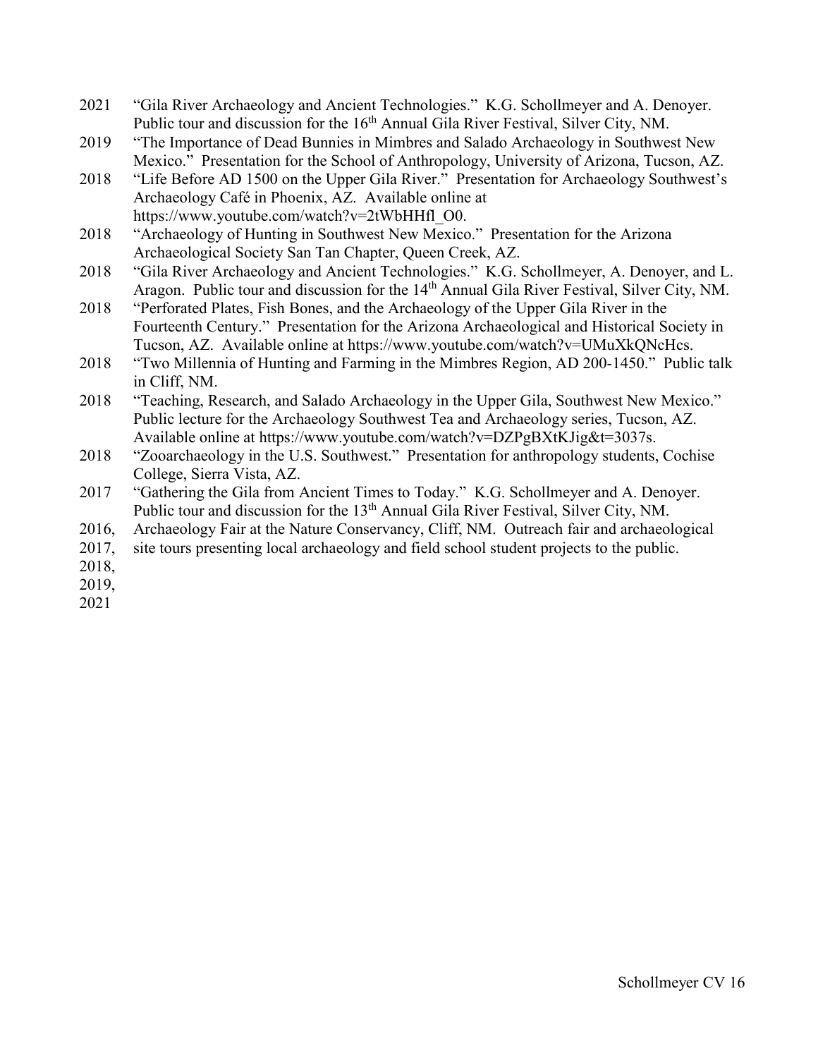2021 "Gila River Archaeology and Ancient Technologies." K.G. Schollmeyer and A. Denoyer. Public tour and discussion for the 16th Annual Gila River Festival, Silver City, NM.

2019 "The Importance of Dead Bunnies in Mimbres and Salado Archaeology in Southwest New Mexico." Presentation for the School of Anthropology, University of Arizona, Tucson, AZ.

2018 "Life Before AD 1500 on the Upper Gila River." Presentation for Archaeology Southwest's Archaeology Café in Phoenix, AZ. Available online at https://www.youtube.com/watch?v=2tWbHHfl_O0.

2018 "Archaeology of Hunting in Southwest New Mexico." Presentation for the Arizona Archaeological Society San Tan Chapter, Queen Creek, AZ.

2018 "Gila River Archaeology and Ancient Technologies." K.G. Schollmeyer, A. Denoyer, and L. Aragon. Public tour and discussion for the 14th Annual Gila River Festival, Silver City, NM.

2018 "Perforated Plates, Fish Bones, and the Archaeology of the Upper Gila River in the Fourteenth Century." Presentation for the Arizona Archaeological and Historical Society in Tucson, AZ. Available online at https://www.youtube.com/watch?v=UMuXkQNcHcs.

2018 "Two Millennia of Hunting and Farming in the Mimbres Region, AD 200-1450." Public talk in Cliff, NM.

2018 "Teaching, Research, and Salado Archaeology in the Upper Gila, Southwest New Mexico." Public lecture for the Archaeology Southwest Tea and Archaeology series, Tucson, AZ. Available online at https://www.youtube.com/watch?v=DZPgBXtKJig&t=3037s.

2018 "Zooarchaeology in the U.S. Southwest." Presentation for anthropology students, Cochise College, Sierra Vista, AZ.

2017 "Gathering the Gila from Ancient Times to Today." K.G. Schollmeyer and A. Denoyer. Public tour and discussion for the 13th Annual Gila River Festival, Silver City, NM.

2016, 2017, 2018, 2019, 2021 Archaeology Fair at the Nature Conservancy, Cliff, NM. Outreach fair and archaeological site tours presenting local archaeology and field school student projects to the public.